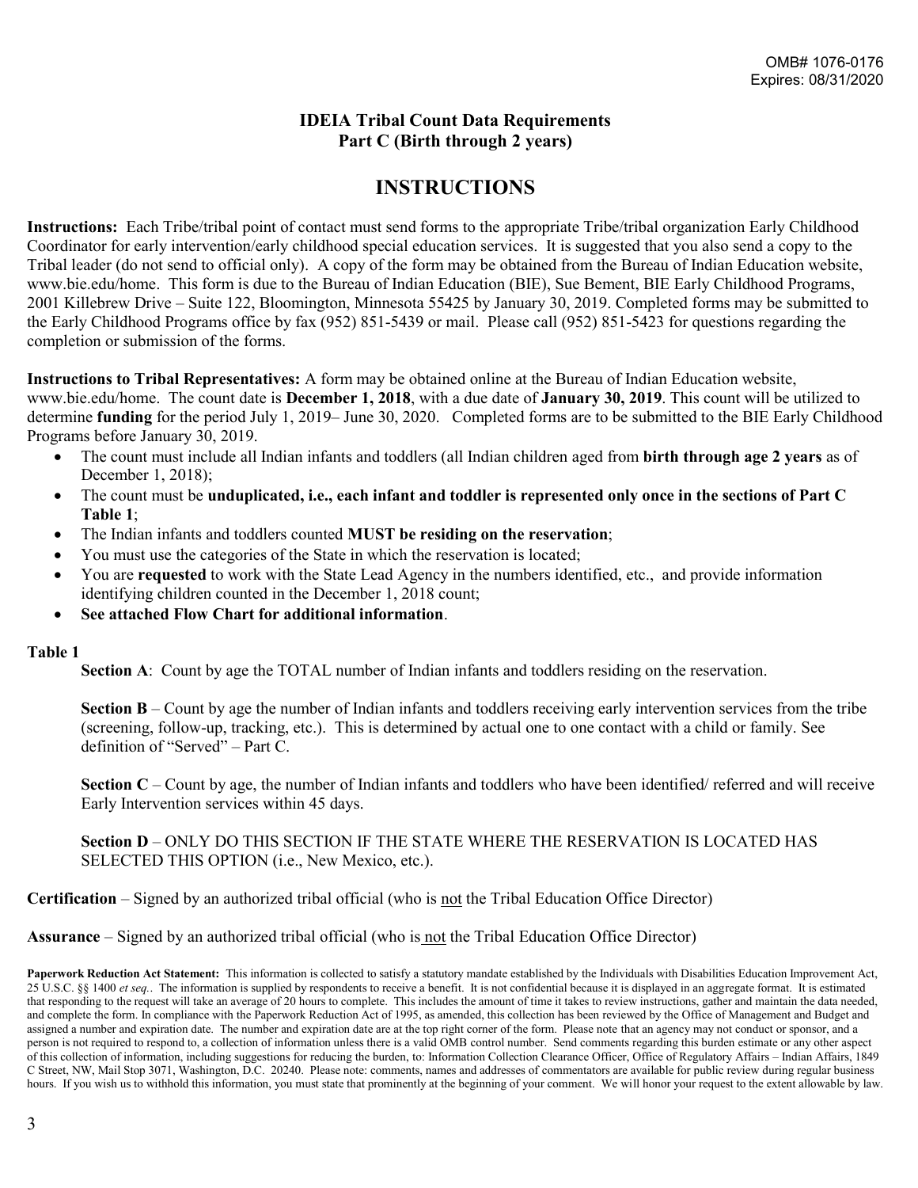OMB# 1076-0176
Expires: 08/31/2020

**IDEIA Tribal Count Data Requirements**
**Part C (Birth through 2 years)**

# INSTRUCTIONS

**Instructions:** Each Tribe/tribal point of contact must send forms to the appropriate Tribe/tribal organization Early Childhood Coordinator for early intervention/early childhood special education services. It is suggested that you also send a copy to the Tribal leader (do not send to official only). A copy of the form may be obtained from the Bureau of Indian Education website, www.bie.edu/home. This form is due to the Bureau of Indian Education (BIE), Sue Bement, BIE Early Childhood Programs, 2001 Killebrew Drive – Suite 122, Bloomington, Minnesota 55425 by January 30, 2019. Completed forms may be submitted to the Early Childhood Programs office by fax (952) 851-5439 or mail. Please call (952) 851-5423 for questions regarding the completion or submission of the forms.

**Instructions to Tribal Representatives:** A form may be obtained online at the Bureau of Indian Education website, www.bie.edu/home. The count date is **December 1, 2018**, with a due date of **January 30, 2019**. This count will be utilized to determine **funding** for the period July 1, 2019– June 30, 2020. Completed forms are to be submitted to the BIE Early Childhood Programs before January 30, 2019.

- The count must include all Indian infants and toddlers (all Indian children aged from **birth through age 2 years** as of December 1, 2018);
- The count must be **unduplicated, i.e., each infant and toddler is represented only once in the sections of Part C Table 1**;
- The Indian infants and toddlers counted **MUST be residing on the reservation**;
- You must use the categories of the State in which the reservation is located;
- You are **requested** to work with the State Lead Agency in the numbers identified, etc., and provide information identifying children counted in the December 1, 2018 count;
- **See attached Flow Chart for additional information**.

**Table 1**

**Section A**: Count by age the TOTAL number of Indian infants and toddlers residing on the reservation.

**Section B** – Count by age the number of Indian infants and toddlers receiving early intervention services from the tribe (screening, follow-up, tracking, etc.). This is determined by actual one to one contact with a child or family. See definition of "Served" – Part C.

**Section C** – Count by age, the number of Indian infants and toddlers who have been identified/ referred and will receive Early Intervention services within 45 days.

**Section D** – ONLY DO THIS SECTION IF THE STATE WHERE THE RESERVATION IS LOCATED HAS SELECTED THIS OPTION (i.e., New Mexico, etc.).

**Certification** – Signed by an authorized tribal official (who is not the Tribal Education Office Director)

**Assurance** – Signed by an authorized tribal official (who is not the Tribal Education Office Director)

**Paperwork Reduction Act Statement:** This information is collected to satisfy a statutory mandate established by the Individuals with Disabilities Education Improvement Act, 25 U.S.C. §§ 1400 *et seq.*. The information is supplied by respondents to receive a benefit. It is not confidential because it is displayed in an aggregate format. It is estimated that responding to the request will take an average of 20 hours to complete. This includes the amount of time it takes to review instructions, gather and maintain the data needed, and complete the form. In compliance with the Paperwork Reduction Act of 1995, as amended, this collection has been reviewed by the Office of Management and Budget and assigned a number and expiration date. The number and expiration date are at the top right corner of the form. Please note that an agency may not conduct or sponsor, and a person is not required to respond to, a collection of information unless there is a valid OMB control number. Send comments regarding this burden estimate or any other aspect of this collection of information, including suggestions for reducing the burden, to: Information Collection Clearance Officer, Office of Regulatory Affairs – Indian Affairs, 1849 C Street, NW, Mail Stop 3071, Washington, D.C. 20240. Please note: comments, names and addresses of commentators are available for public review during regular business hours. If you wish us to withhold this information, you must state that prominently at the beginning of your comment. We will honor your request to the extent allowable by law.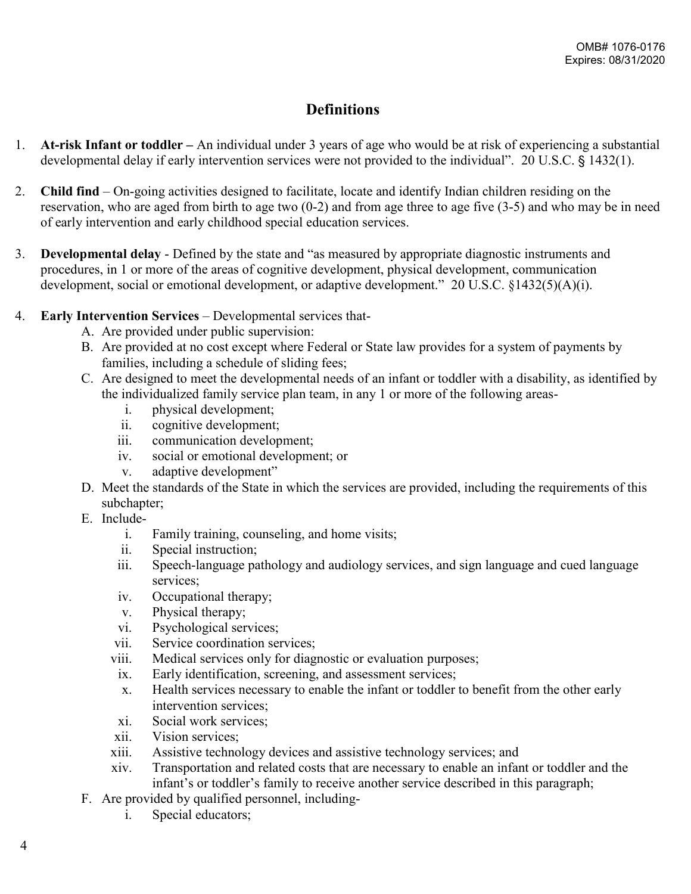OMB# 1076-0176
Expires: 08/31/2020

## Definitions

1. **At-risk Infant or toddler –** An individual under 3 years of age who would be at risk of experiencing a substantial developmental delay if early intervention services were not provided to the individual". 20 U.S.C. § 1432(1).

2. **Child find** – On-going activities designed to facilitate, locate and identify Indian children residing on the reservation, who are aged from birth to age two (0-2) and from age three to age five (3-5) and who may be in need of early intervention and early childhood special education services.

3. **Developmental delay** - Defined by the state and "as measured by appropriate diagnostic instruments and procedures, in 1 or more of the areas of cognitive development, physical development, communication development, social or emotional development, or adaptive development." 20 U.S.C. §1432(5)(A)(i).

4. **Early Intervention Services** – Developmental services that-
   - A. Are provided under public supervision:
   - B. Are provided at no cost except where Federal or State law provides for a system of payments by families, including a schedule of sliding fees;
   - C. Are designed to meet the developmental needs of an infant or toddler with a disability, as identified by the individualized family service plan team, in any 1 or more of the following areas-
     - i. physical development;
     - ii. cognitive development;
     - iii. communication development;
     - iv. social or emotional development; or
     - v. adaptive development"
   - D. Meet the standards of the State in which the services are provided, including the requirements of this subchapter;
   - E. Include-
     - i. Family training, counseling, and home visits;
     - ii. Special instruction;
     - iii. Speech-language pathology and audiology services, and sign language and cued language services;
     - iv. Occupational therapy;
     - v. Physical therapy;
     - vi. Psychological services;
     - vii. Service coordination services;
     - viii. Medical services only for diagnostic or evaluation purposes;
     - ix. Early identification, screening, and assessment services;
     - x. Health services necessary to enable the infant or toddler to benefit from the other early intervention services;
     - xi. Social work services;
     - xii. Vision services;
     - xiii. Assistive technology devices and assistive technology services; and
     - xiv. Transportation and related costs that are necessary to enable an infant or toddler and the infant's or toddler's family to receive another service described in this paragraph;
   - F. Are provided by qualified personnel, including-
     - i. Special educators;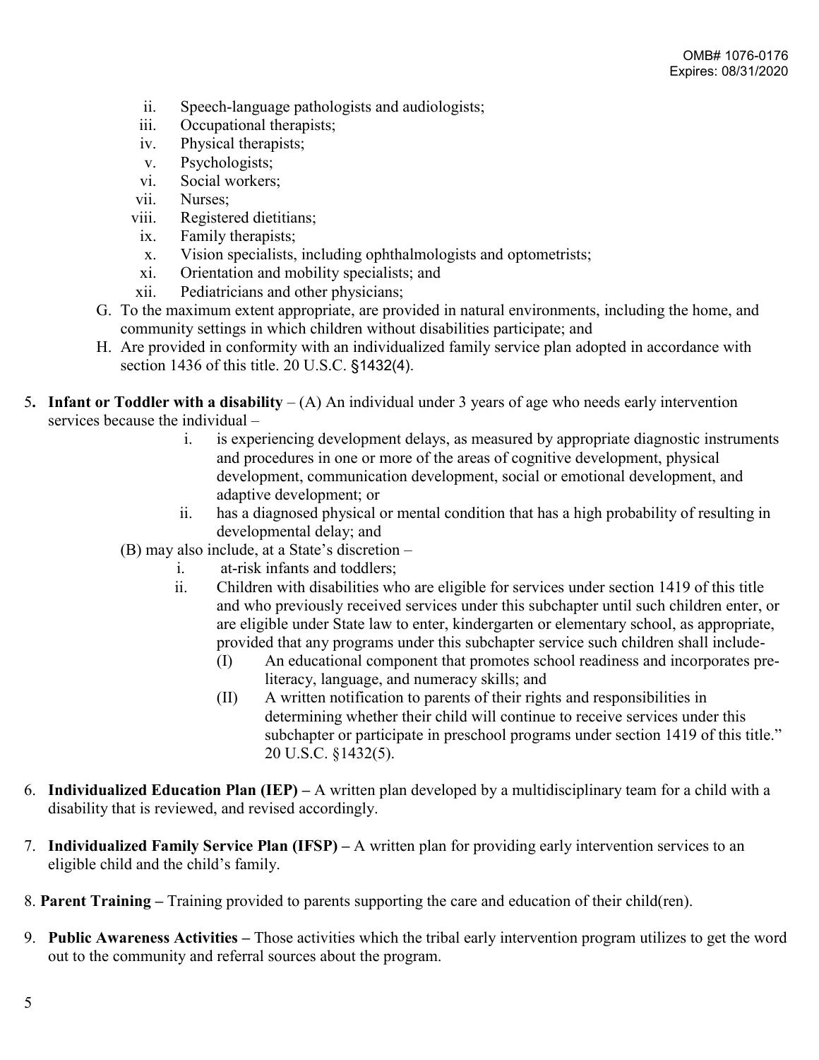ii. Speech-language pathologists and audiologists;
iii. Occupational therapists;
iv. Physical therapists;
v. Psychologists;
vi. Social workers;
vii. Nurses;
viii. Registered dietitians;
ix. Family therapists;
x. Vision specialists, including ophthalmologists and optometrists;
xi. Orientation and mobility specialists; and
xii. Pediatricians and other physicians;

G. To the maximum extent appropriate, are provided in natural environments, including the home, and community settings in which children without disabilities participate; and

H. Are provided in conformity with an individualized family service plan adopted in accordance with section 1436 of this title. 20 U.S.C. §1432(4).

5. **Infant or Toddler with a disability** – (A) An individual under 3 years of age who needs early intervention services because the individual –

   i. is experiencing development delays, as measured by appropriate diagnostic instruments and procedures in one or more of the areas of cognitive development, physical development, communication development, social or emotional development, and adaptive development; or

   ii. has a diagnosed physical or mental condition that has a high probability of resulting in developmental delay; and

   (B) may also include, at a State's discretion –

   i. at-risk infants and toddlers;

   ii. Children with disabilities who are eligible for services under section 1419 of this title and who previously received services under this subchapter until such children enter, or are eligible under State law to enter, kindergarten or elementary school, as appropriate, provided that any programs under this subchapter service such children shall include-

      (I) An educational component that promotes school readiness and incorporates pre-literacy, language, and numeracy skills; and

      (II) A written notification to parents of their rights and responsibilities in determining whether their child will continue to receive services under this subchapter or participate in preschool programs under section 1419 of this title." 20 U.S.C. §1432(5).

6. **Individualized Education Plan (IEP) –** A written plan developed by a multidisciplinary team for a child with a disability that is reviewed, and revised accordingly.

7. **Individualized Family Service Plan (IFSP) –** A written plan for providing early intervention services to an eligible child and the child's family.

8. **Parent Training –** Training provided to parents supporting the care and education of their child(ren).

9. **Public Awareness Activities –** Those activities which the tribal early intervention program utilizes to get the word out to the community and referral sources about the program.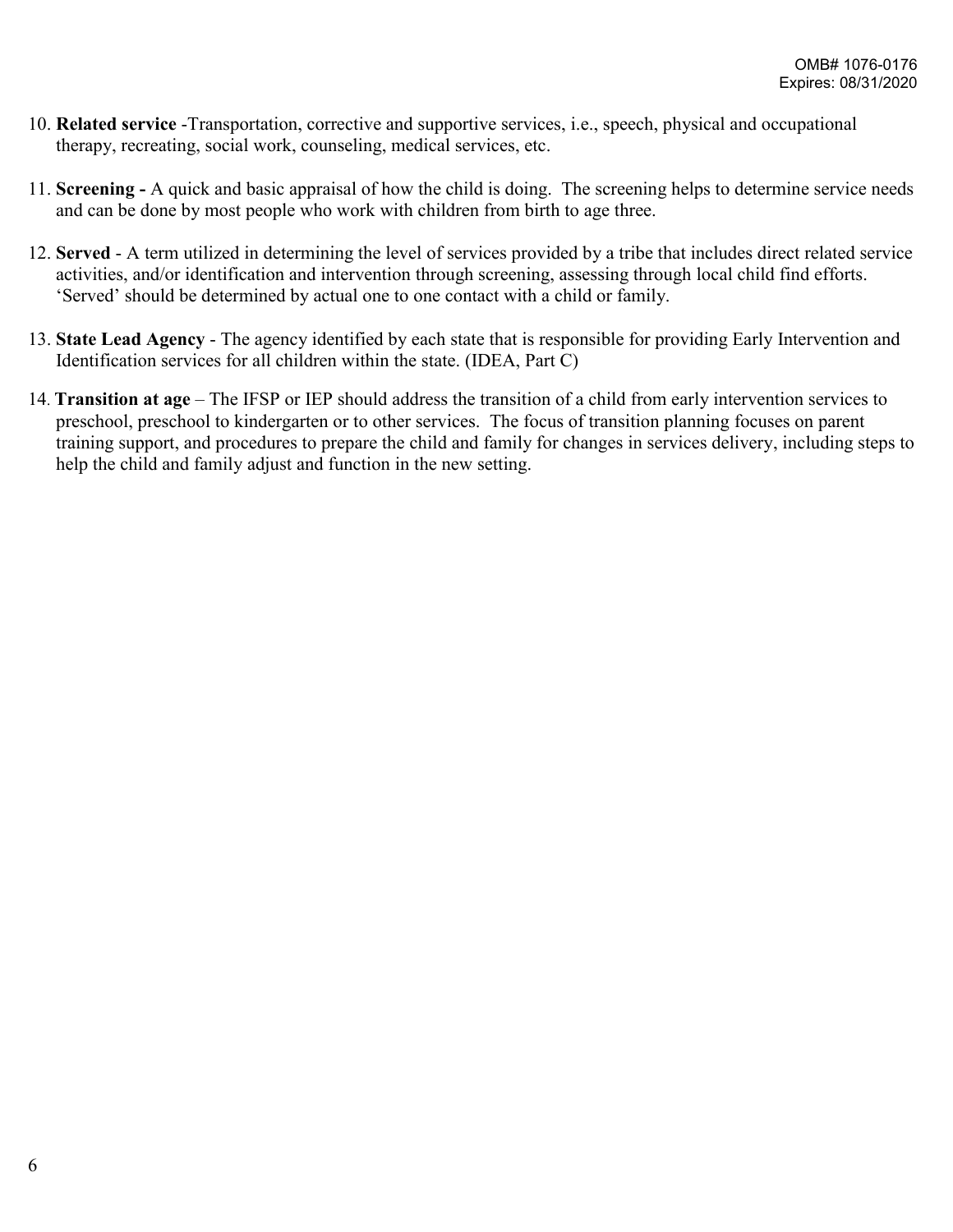10. **Related service** -Transportation, corrective and supportive services, i.e., speech, physical and occupational therapy, recreating, social work, counseling, medical services, etc.

11. **Screening -** A quick and basic appraisal of how the child is doing. The screening helps to determine service needs and can be done by most people who work with children from birth to age three.

12. **Served** - A term utilized in determining the level of services provided by a tribe that includes direct related service activities, and/or identification and intervention through screening, assessing through local child find efforts. 'Served' should be determined by actual one to one contact with a child or family.

13. **State Lead Agency** - The agency identified by each state that is responsible for providing Early Intervention and Identification services for all children within the state. (IDEA, Part C)

14. **Transition at age** – The IFSP or IEP should address the transition of a child from early intervention services to preschool, preschool to kindergarten or to other services. The focus of transition planning focuses on parent training support, and procedures to prepare the child and family for changes in services delivery, including steps to help the child and family adjust and function in the new setting.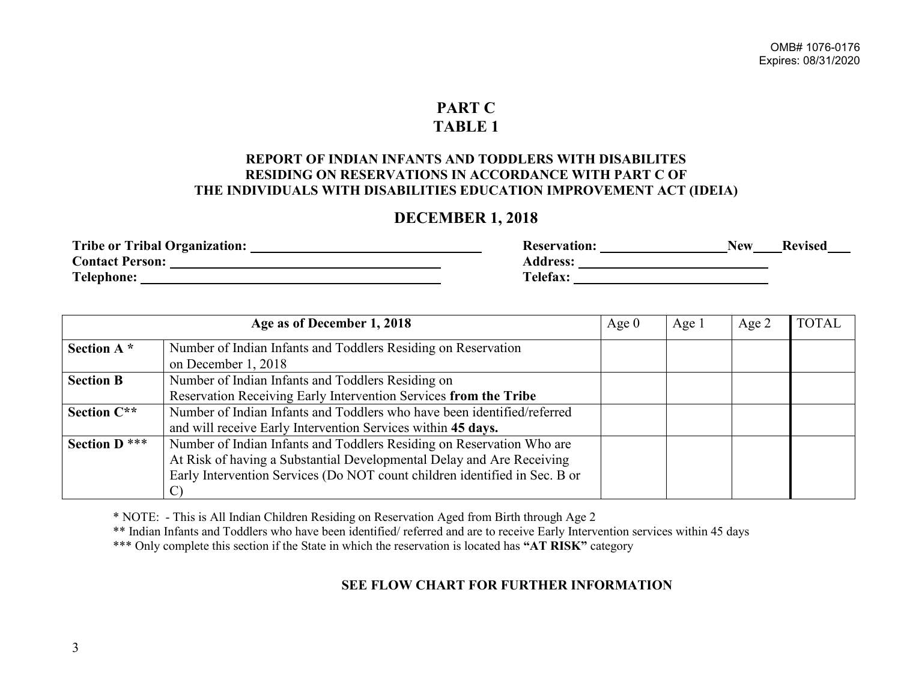OMB# 1076-0176
Expires: 08/31/2020

# PART C
# TABLE 1

### REPORT OF INDIAN INFANTS AND TODDLERS WITH DISABILITES RESIDING ON RESERVATIONS IN ACCORDANCE WITH PART C OF THE INDIVIDUALS WITH DISABILITIES EDUCATION IMPROVEMENT ACT (IDEIA)

## DECEMBER 1, 2018

**Tribe or Tribal Organization:** ____________________ **Reservation:** ____________ **New**____ **Revised**___
**Contact Person:** ____________________ **Address:** ____________________
**Telephone:** ____________________ **Telefax:** ____________________

| Age as of December 1, 2018 | | Age 0 | Age 1 | Age 2 | TOTAL |
|---|---|---|---|---|---|
| **Section A *** | Number of Indian Infants and Toddlers Residing on Reservation on December 1, 2018 | | | | |
| **Section B** | Number of Indian Infants and Toddlers Residing on Reservation Receiving Early Intervention Services **from the Tribe** | | | | |
| **Section C**** | Number of Indian Infants and Toddlers who have been identified/referred and will receive Early Intervention Services within **45 days.** | | | | |
| **Section D** *** | Number of Indian Infants and Toddlers Residing on Reservation Who are At Risk of having a Substantial Developmental Delay and Are Receiving Early Intervention Services (Do NOT count children identified in Sec. B or C) | | | | |

* NOTE: - This is All Indian Children Residing on Reservation Aged from Birth through Age 2
** Indian Infants and Toddlers who have been identified/ referred and are to receive Early Intervention services within 45 days
*** Only complete this section if the State in which the reservation is located has **"AT RISK"** category

**SEE FLOW CHART FOR FURTHER INFORMATION**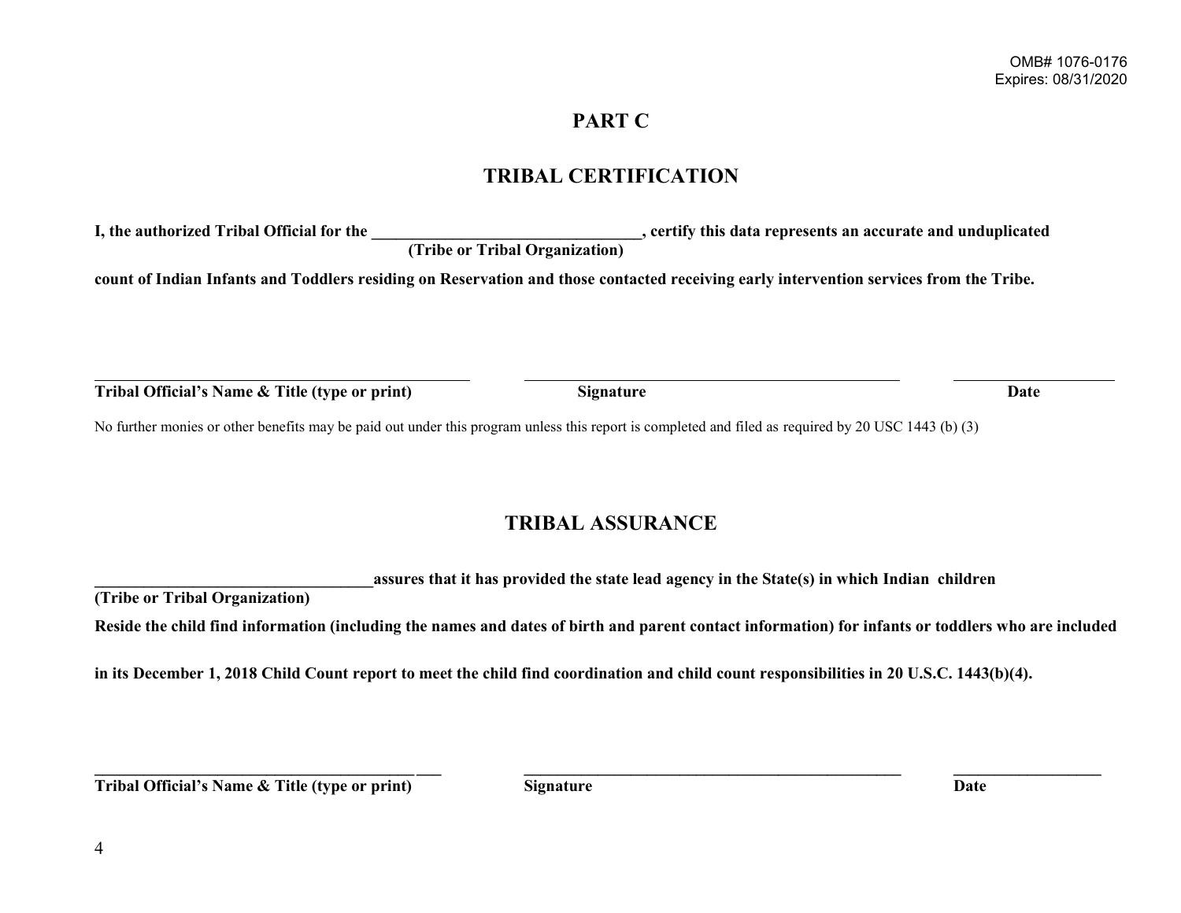OMB# 1076-0176
Expires: 08/31/2020

# PART C

## TRIBAL CERTIFICATION

**I, the authorized Tribal Official for the ________________________________, certify this data represents an accurate and unduplicated**
**(Tribe or Tribal Organization)**

**count of Indian Infants and Toddlers residing on Reservation and those contacted receiving early intervention services from the Tribe.**

| ______________________________ | ______________________________ | ____________ |
|---|---|---|
| **Tribal Official's Name & Title (type or print)** | **Signature** | **Date** |

No further monies or other benefits may be paid out under this program unless this report is completed and filed as required by 20 USC 1443 (b) (3)

## TRIBAL ASSURANCE

**__________________________________assures that it has provided the state lead agency in the State(s) in which Indian children**
**(Tribe or Tribal Organization)**

**Reside the child find information (including the names and dates of birth and parent contact information) for infants or toddlers who are included**

**in its December 1, 2018 Child Count report to meet the child find coordination and child count responsibilities in 20 U.S.C. 1443(b)(4).**

| ______________________________ | ______________________________ | ____________ |
|---|---|---|
| **Tribal Official's Name & Title (type or print)** | **Signature** | **Date** |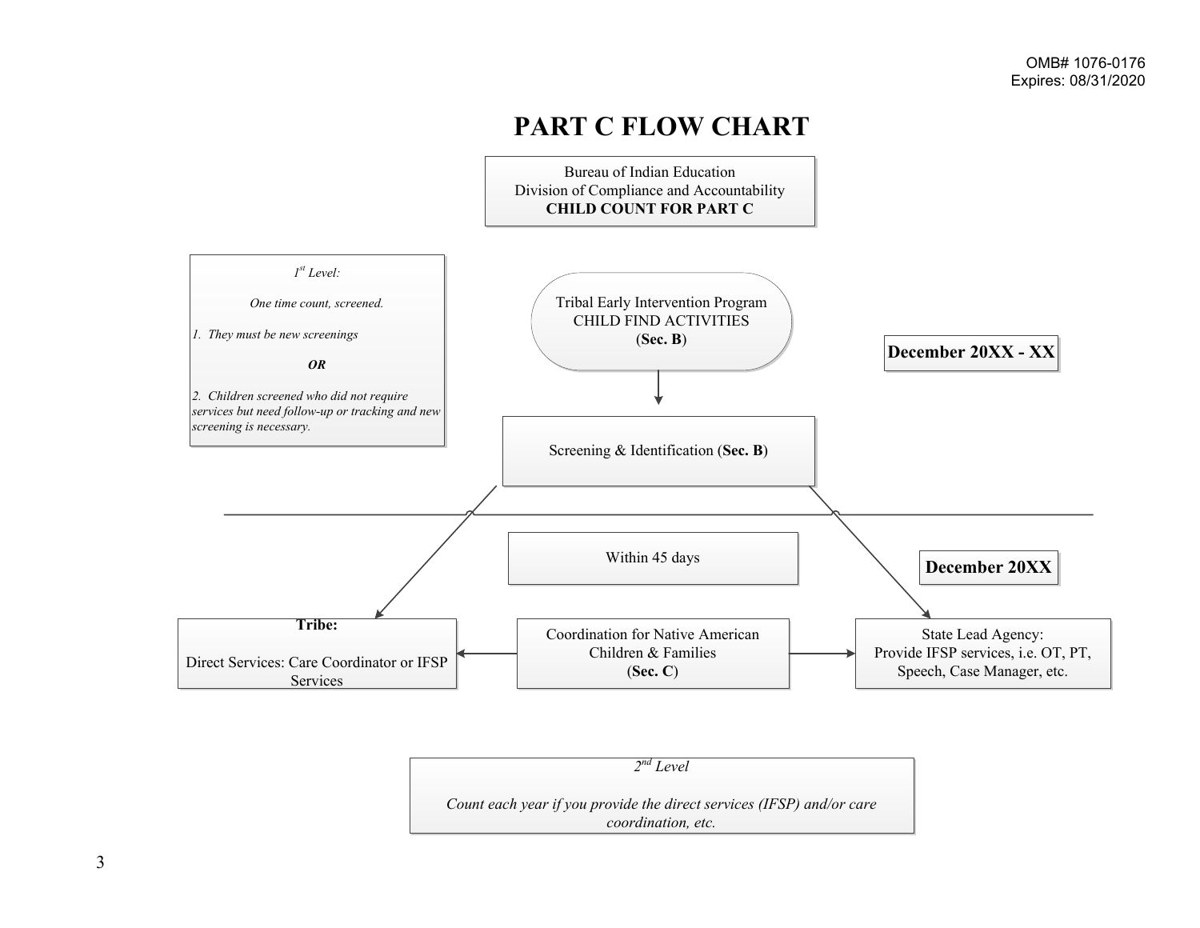OMB# 1076-0176
Expires: 08/31/2020

# PART C FLOW CHART

Bureau of Indian Education
Division of Compliance and Accountability
**CHILD COUNT FOR PART C**

*1st Level:*

*One time count, screened.*

*1. They must be new screenings*

***OR***

*2. Children screened who did not require services but need follow-up or tracking and new screening is necessary.*

Tribal Early Intervention Program
CHILD FIND ACTIVITIES
(**Sec. B**)

**December 20XX - XX**

Screening & Identification (**Sec. B**)

Within 45 days

**December 20XX**

**Tribe:**

Direct Services: Care Coordinator or IFSP Services

Coordination for Native American Children & Families
(**Sec. C**)

State Lead Agency:
Provide IFSP services, i.e. OT, PT, Speech, Case Manager, etc.

*2nd Level*

*Count each year if you provide the direct services (IFSP) and/or care coordination, etc.*